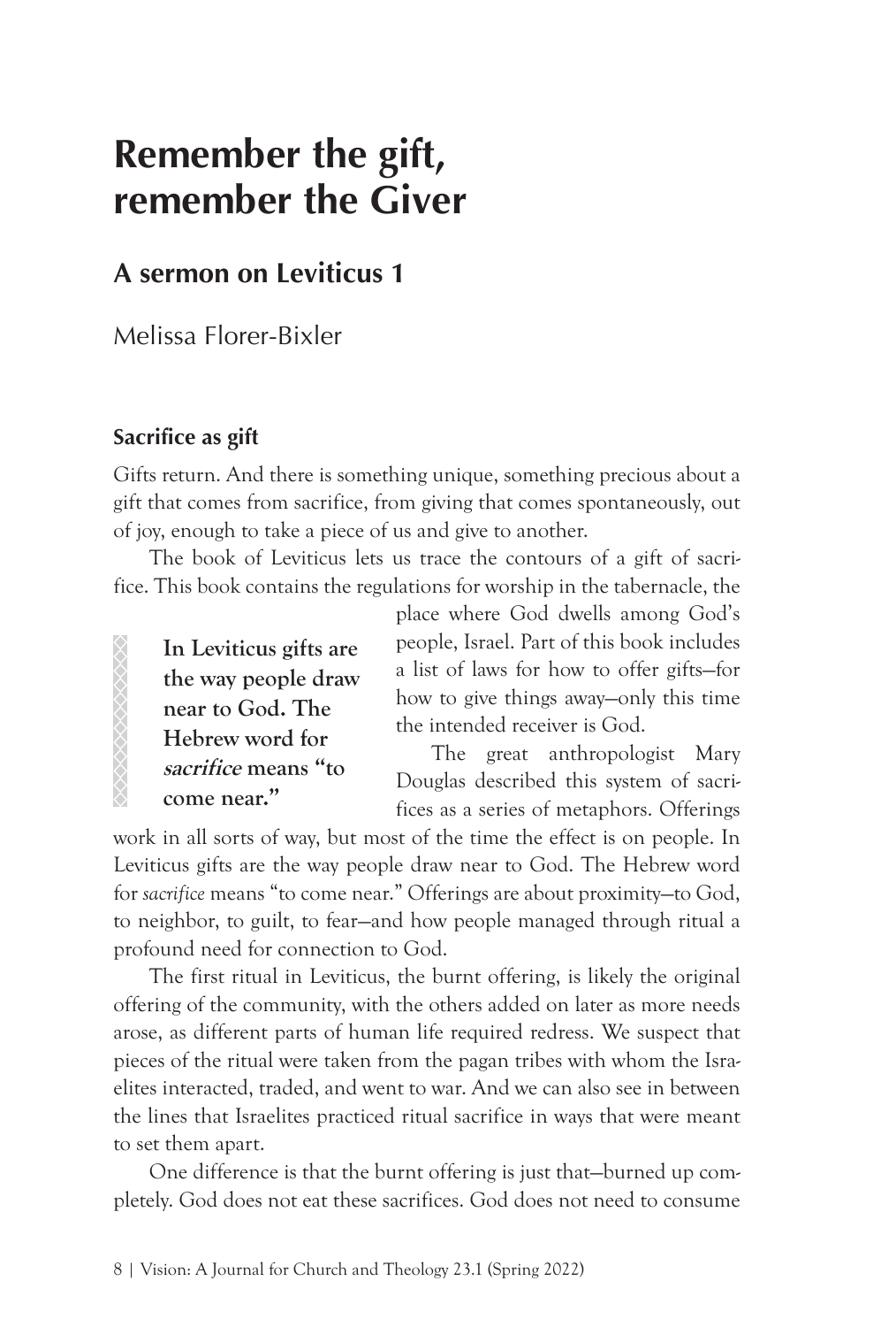# Remember the gift, remember the Giver

## A sermon on Leviticus 1

Melissa Florer-Bixler

### Sacrifice as gift

Gifts return. And there is something unique, something precious about a gift that comes from sacrifice, from giving that comes spontaneously, out of joy, enough to take a piece of us and give to another.

The book of Leviticus lets us trace the contours of a gift of sacrifice. This book contains the regulations for worship in the tabernacle, the place where God dwells among God's people, Israel. Part of this book includes a list of laws for how to offer gifts—for how to give things away—only this time the intended receiver is God.

> **In Leviticus gifts are the way people draw near to God. The Hebrew word for *sacrifice* means "to come near."**

The great anthropologist Mary Douglas described this system of sacrifices as a series of metaphors. Offerings work in all sorts of way, but most of the time the effect is on people. In Leviticus gifts are the way people draw near to God. The Hebrew word for *sacrifice* means "to come near." Offerings are about proximity—to God, to neighbor, to guilt, to fear—and how people managed through ritual a profound need for connection to God.

The first ritual in Leviticus, the burnt offering, is likely the original offering of the community, with the others added on later as more needs arose, as different parts of human life required redress. We suspect that pieces of the ritual were taken from the pagan tribes with whom the Israelites interacted, traded, and went to war. And we can also see in between the lines that Israelites practiced ritual sacrifice in ways that were meant to set them apart.

One difference is that the burnt offering is just that—burned up completely. God does not eat these sacrifices. God does not need to consume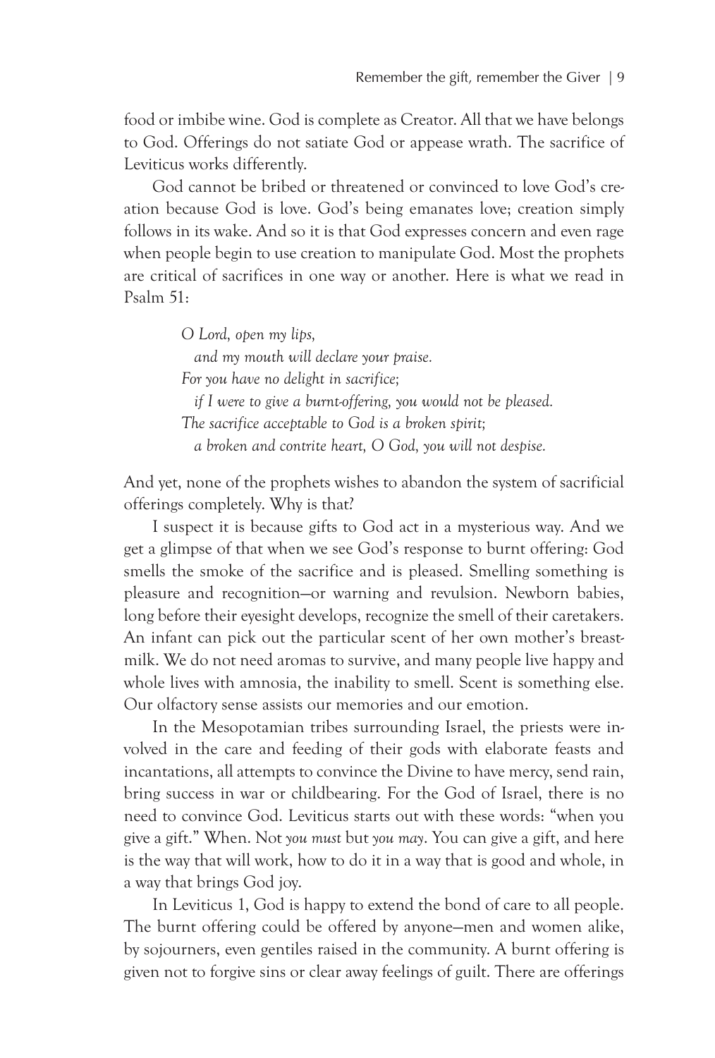food or imbibe wine. God is complete as Creator. All that we have belongs to God. Offerings do not satiate God or appease wrath. The sacrifice of Leviticus works differently.

God cannot be bribed or threatened or convinced to love God's creation because God is love. God's being emanates love; creation simply follows in its wake. And so it is that God expresses concern and even rage when people begin to use creation to manipulate God. Most the prophets are critical of sacrifices in one way or another. Here is what we read in Psalm 51:

> *O Lord, open my lips,*
> *and my mouth will declare your praise.*
> *For you have no delight in sacrifice;*
> *if I were to give a burnt-offering, you would not be pleased.*
> *The sacrifice acceptable to God is a broken spirit;*
> *a broken and contrite heart, O God, you will not despise.*

And yet, none of the prophets wishes to abandon the system of sacrificial offerings completely. Why is that?

I suspect it is because gifts to God act in a mysterious way. And we get a glimpse of that when we see God's response to burnt offering: God smells the smoke of the sacrifice and is pleased. Smelling something is pleasure and recognition—or warning and revulsion. Newborn babies, long before their eyesight develops, recognize the smell of their caretakers. An infant can pick out the particular scent of her own mother's breast-milk. We do not need aromas to survive, and many people live happy and whole lives with amnosia, the inability to smell. Scent is something else. Our olfactory sense assists our memories and our emotion.

In the Mesopotamian tribes surrounding Israel, the priests were involved in the care and feeding of their gods with elaborate feasts and incantations, all attempts to convince the Divine to have mercy, send rain, bring success in war or childbearing. For the God of Israel, there is no need to convince God. Leviticus starts out with these words: "when you give a gift." When. Not *you must* but *you may*. You can give a gift, and here is the way that will work, how to do it in a way that is good and whole, in a way that brings God joy.

In Leviticus 1, God is happy to extend the bond of care to all people. The burnt offering could be offered by anyone—men and women alike, by sojourners, even gentiles raised in the community. A burnt offering is given not to forgive sins or clear away feelings of guilt. There are offerings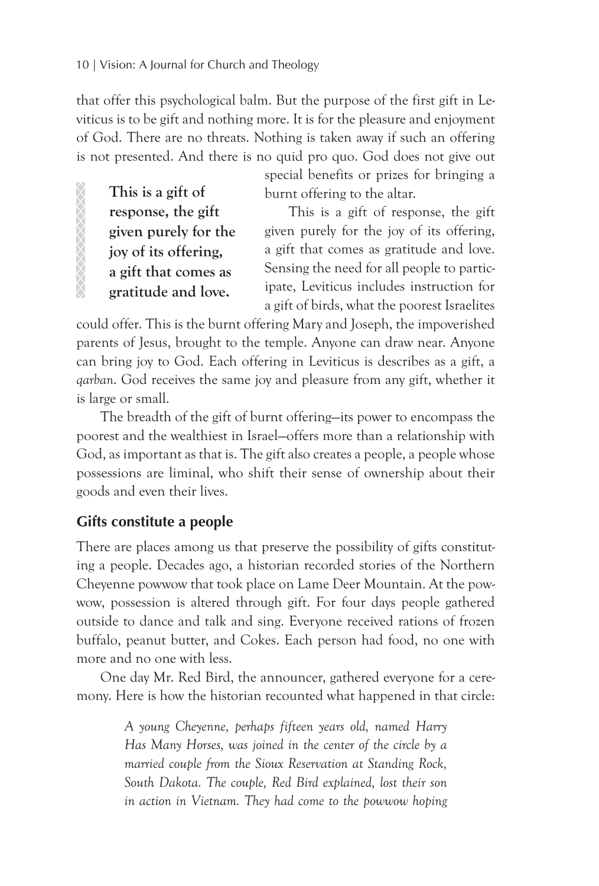that offer this psychological balm. But the purpose of the first gift in Leviticus is to be gift and nothing more. It is for the pleasure and enjoyment of God. There are no threats. Nothing is taken away if such an offering is not presented. And there is no quid pro quo. God does not give out special benefits or prizes for bringing a burnt offering to the altar.

> **This is a gift of response, the gift given purely for the joy of its offering, a gift that comes as gratitude and love.**

This is a gift of response, the gift given purely for the joy of its offering, a gift that comes as gratitude and love. Sensing the need for all people to participate, Leviticus includes instruction for a gift of birds, what the poorest Israelites could offer. This is the burnt offering Mary and Joseph, the impoverished parents of Jesus, brought to the temple. Anyone can draw near. Anyone can bring joy to God. Each offering in Leviticus is describes as a gift, a *qarban*. God receives the same joy and pleasure from any gift, whether it is large or small.

The breadth of the gift of burnt offering—its power to encompass the poorest and the wealthiest in Israel—offers more than a relationship with God, as important as that is. The gift also creates a people, a people whose possessions are liminal, who shift their sense of ownership about their goods and even their lives.

## Gifts constitute a people

There are places among us that preserve the possibility of gifts constituting a people. Decades ago, a historian recorded stories of the Northern Cheyenne powwow that took place on Lame Deer Mountain. At the powwow, possession is altered through gift. For four days people gathered outside to dance and talk and sing. Everyone received rations of frozen buffalo, peanut butter, and Cokes. Each person had food, no one with more and no one with less.

One day Mr. Red Bird, the announcer, gathered everyone for a ceremony. Here is how the historian recounted what happened in that circle:

> *A young Cheyenne, perhaps fifteen years old, named Harry Has Many Horses, was joined in the center of the circle by a married couple from the Sioux Reservation at Standing Rock, South Dakota. The couple, Red Bird explained, lost their son in action in Vietnam. They had come to the powwow hoping*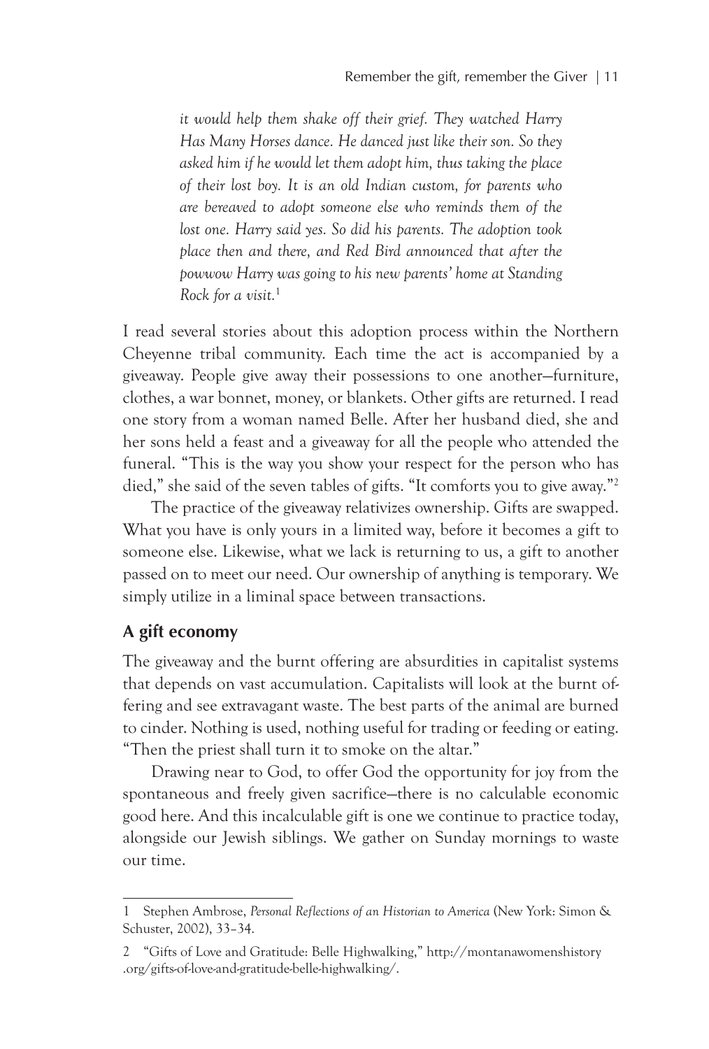*it would help them shake off their grief. They watched Harry Has Many Horses dance. He danced just like their son. So they asked him if he would let them adopt him, thus taking the place of their lost boy. It is an old Indian custom, for parents who are bereaved to adopt someone else who reminds them of the lost one. Harry said yes. So did his parents. The adoption took place then and there, and Red Bird announced that after the powwow Harry was going to his new parents' home at Standing Rock for a visit.*[1]

I read several stories about this adoption process within the Northern Cheyenne tribal community. Each time the act is accompanied by a giveaway. People give away their possessions to one another—furniture, clothes, a war bonnet, money, or blankets. Other gifts are returned. I read one story from a woman named Belle. After her husband died, she and her sons held a feast and a giveaway for all the people who attended the funeral. "This is the way you show your respect for the person who has died," she said of the seven tables of gifts. "It comforts you to give away."[2]

The practice of the giveaway relativizes ownership. Gifts are swapped. What you have is only yours in a limited way, before it becomes a gift to someone else. Likewise, what we lack is returning to us, a gift to another passed on to meet our need. Our ownership of anything is temporary. We simply utilize in a liminal space between transactions.

## A gift economy

The giveaway and the burnt offering are absurdities in capitalist systems that depends on vast accumulation. Capitalists will look at the burnt offering and see extravagant waste. The best parts of the animal are burned to cinder. Nothing is used, nothing useful for trading or feeding or eating. "Then the priest shall turn it to smoke on the altar."

Drawing near to God, to offer God the opportunity for joy from the spontaneous and freely given sacrifice—there is no calculable economic good here. And this incalculable gift is one we continue to practice today, alongside our Jewish siblings. We gather on Sunday mornings to waste our time.

---

1 Stephen Ambrose, *Personal Reflections of an Historian to America* (New York: Simon & Schuster, 2002), 33–34.

2 "Gifts of Love and Gratitude: Belle Highwalking," http://montanawomenshistory.org/gifts-of-love-and-gratitude-belle-highwalking/.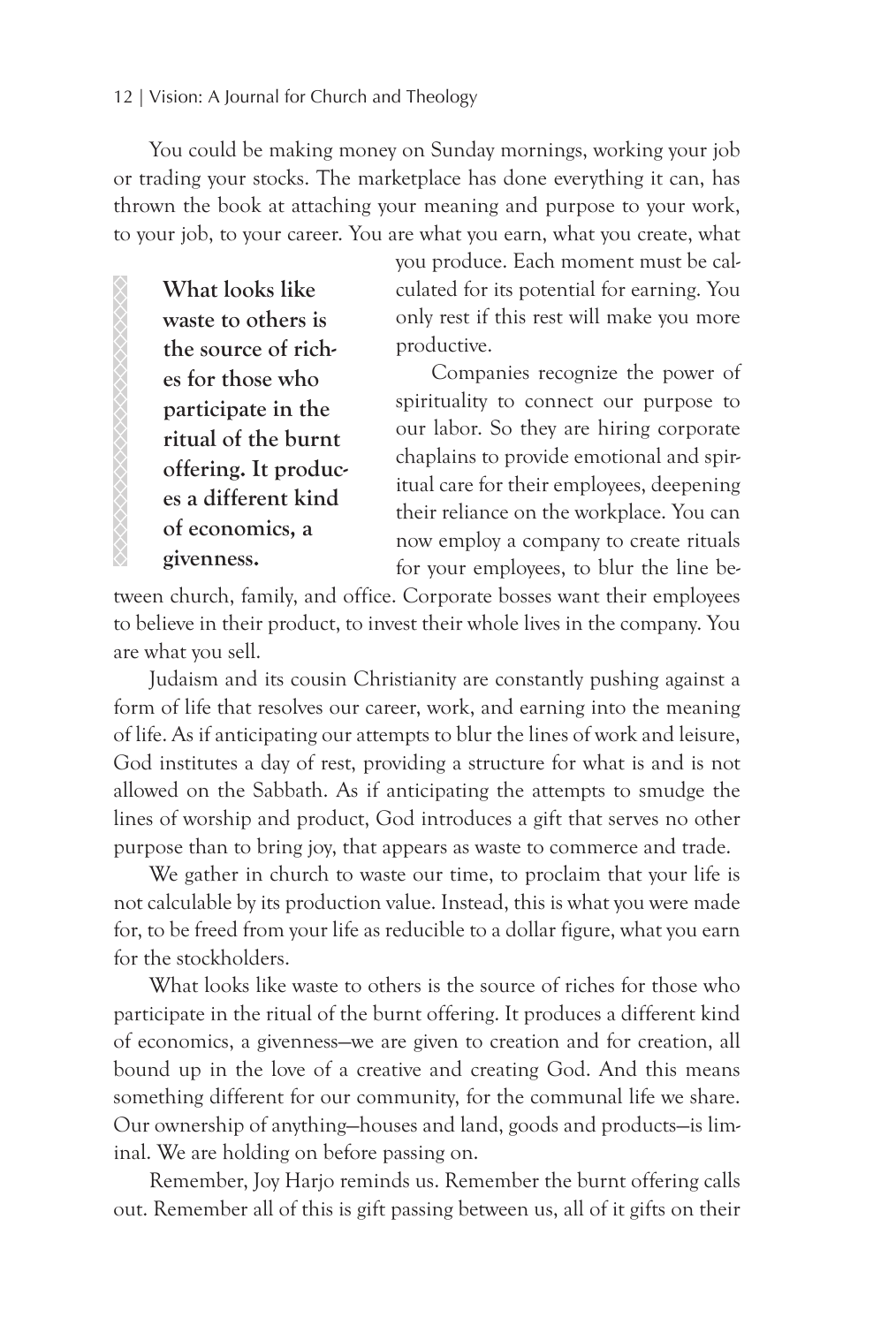You could be making money on Sunday mornings, working your job or trading your stocks. The marketplace has done everything it can, has thrown the book at attaching your meaning and purpose to your work, to your job, to your career. You are what you earn, what you create, what you produce. Each moment must be calculated for its potential for earning. You only rest if this rest will make you more productive.

> **What looks like waste to others is the source of riches for those who participate in the ritual of the burnt offering. It produces a different kind of economics, a givenness.**

Companies recognize the power of spirituality to connect our purpose to our labor. So they are hiring corporate chaplains to provide emotional and spiritual care for their employees, deepening their reliance on the workplace. You can now employ a company to create rituals for your employees, to blur the line between church, family, and office. Corporate bosses want their employees to believe in their product, to invest their whole lives in the company. You are what you sell.

Judaism and its cousin Christianity are constantly pushing against a form of life that resolves our career, work, and earning into the meaning of life. As if anticipating our attempts to blur the lines of work and leisure, God institutes a day of rest, providing a structure for what is and is not allowed on the Sabbath. As if anticipating the attempts to smudge the lines of worship and product, God introduces a gift that serves no other purpose than to bring joy, that appears as waste to commerce and trade.

We gather in church to waste our time, to proclaim that your life is not calculable by its production value. Instead, this is what you were made for, to be freed from your life as reducible to a dollar figure, what you earn for the stockholders.

What looks like waste to others is the source of riches for those who participate in the ritual of the burnt offering. It produces a different kind of economics, a givenness—we are given to creation and for creation, all bound up in the love of a creative and creating God. And this means something different for our community, for the communal life we share. Our ownership of anything—houses and land, goods and products—is liminal. We are holding on before passing on.

Remember, Joy Harjo reminds us. Remember the burnt offering calls out. Remember all of this is gift passing between us, all of it gifts on their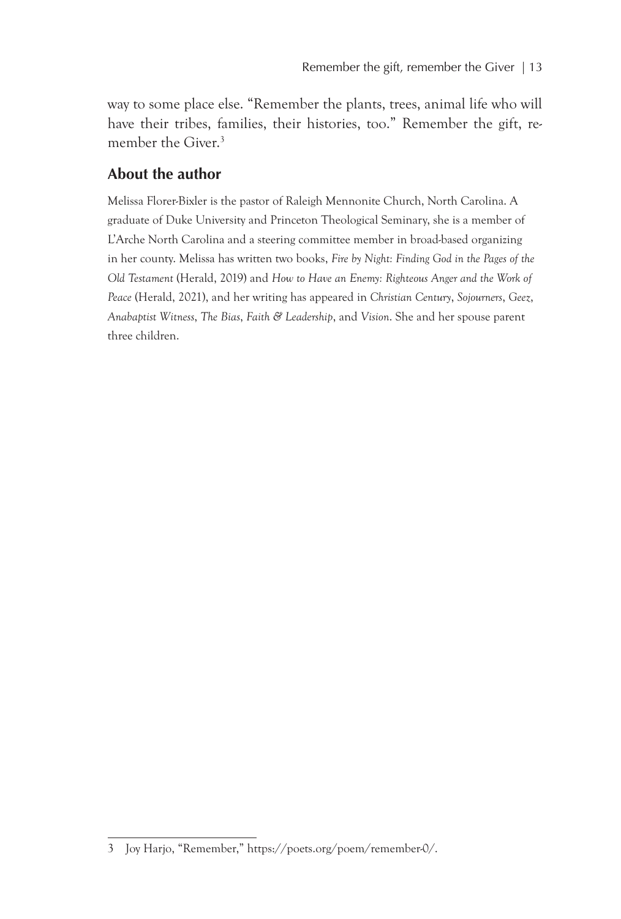way to some place else. "Remember the plants, trees, animal life who will have their tribes, families, their histories, too." Remember the gift, remember the Giver.[3]

## About the author

Melissa Florer-Bixler is the pastor of Raleigh Mennonite Church, North Carolina. A graduate of Duke University and Princeton Theological Seminary, she is a member of L'Arche North Carolina and a steering committee member in broad-based organizing in her county. Melissa has written two books, *Fire by Night: Finding God in the Pages of the Old Testament* (Herald, 2019) and *How to Have an Enemy: Righteous Anger and the Work of Peace* (Herald, 2021), and her writing has appeared in *Christian Century*, *Sojourners*, *Geez*, *Anabaptist Witness*, *The Bias*, *Faith & Leadership*, and *Vision*. She and her spouse parent three children.

---

3 Joy Harjo, "Remember," https://poets.org/poem/remember-0/.